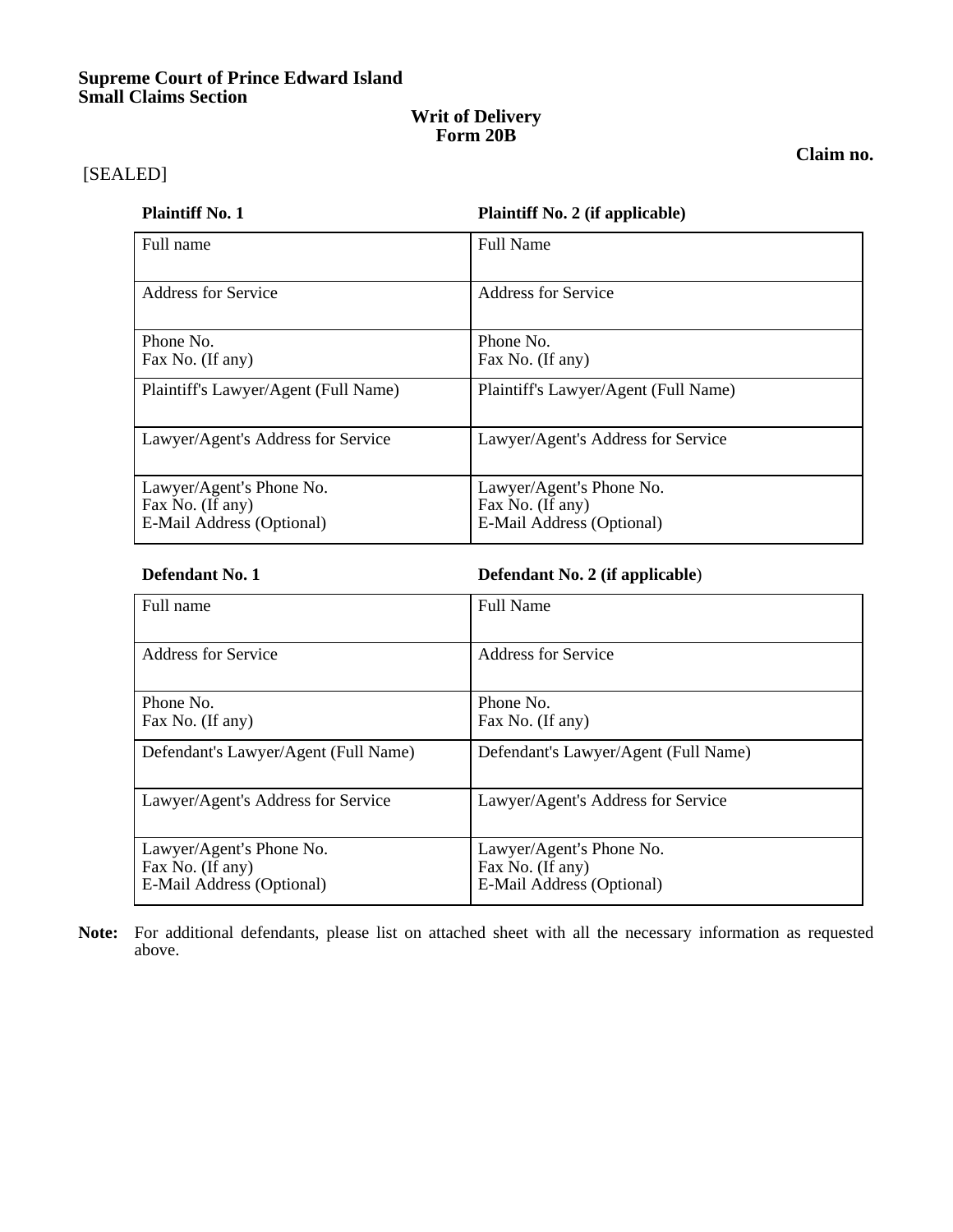**Supreme Court of Prince Edward Island**
**Small Claims Section**

## Writit of Delivery

**Form 20B**

**Claim no.**

[SEALED]

| **Plaintiff No. 1** | **Plaintiff No. 2 (if applicable)** |
|---|---|
| Full name | Full Name |
| Address for Service | Address for Service |
| Phone No.<br>Fax No. (If any) | Phone No.<br>Fax No. (If any) |
| Plaintiff's Lawyer/Agent (Full Name) | Plaintiff's Lawyer/Agent (Full Name) |
| Lawyer/Agent's Address for Service | Lawyer/Agent's Address for Service |
| Lawyer/Agent's Phone No.<br>Fax No. (If any)<br>E-Mail Address (Optional) | Lawyer/Agent's Phone No.<br>Fax No. (If any)<br>E-Mail Address (Optional) |

| **Defendant No. 1** | **Defendant No. 2 (if applicable)** |
|---|---|
| Full name | Full Name |
| Address for Service | Address for Service |
| Phone No.<br>Fax No. (If any) | Phone No.<br>Fax No. (If any) |
| Defendant's Lawyer/Agent (Full Name) | Defendant's Lawyer/Agent (Full Name) |
| Lawyer/Agent's Address for Service | Lawyer/Agent's Address for Service |
| Lawyer/Agent's Phone No.<br>Fax No. (If any)<br>E-Mail Address (Optional) | Lawyer/Agent's Phone No.<br>Fax No. (If any)<br>E-Mail Address (Optional) |

**Note:** For additional defendants, please list on attached sheet with all the necessary information as requested above.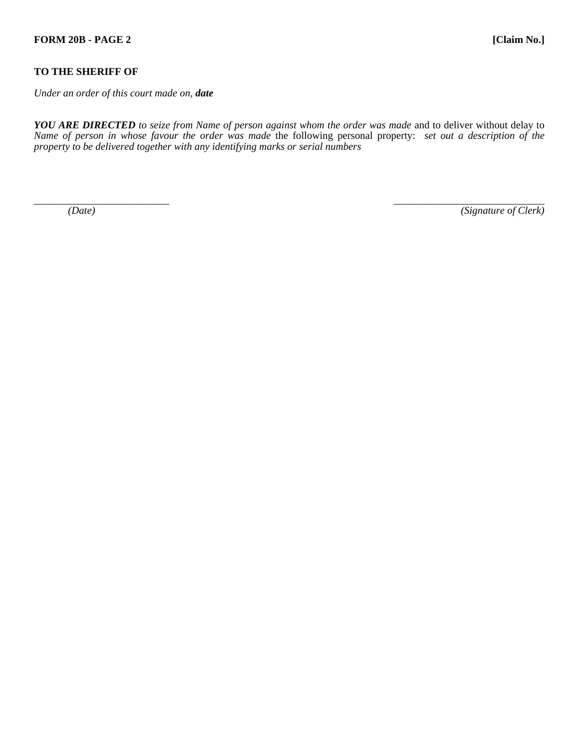**FORM 20B - PAGE 2** **[Claim No.]**

**TO THE SHERIFF OF**

*Under an order of this court made on,* ***date***

***YOU ARE DIRECTED*** *to seize from Name of person against whom the order was made* and to deliver without delay to *Name of person in whose favour the order was made* the following personal property: *set out a description of the property to be delivered together with any identifying marks or serial numbers*

| | |
|---|---|
| ___________________________ | ______________________________ |
| *(Date)* | *(Signature of Clerk)* |